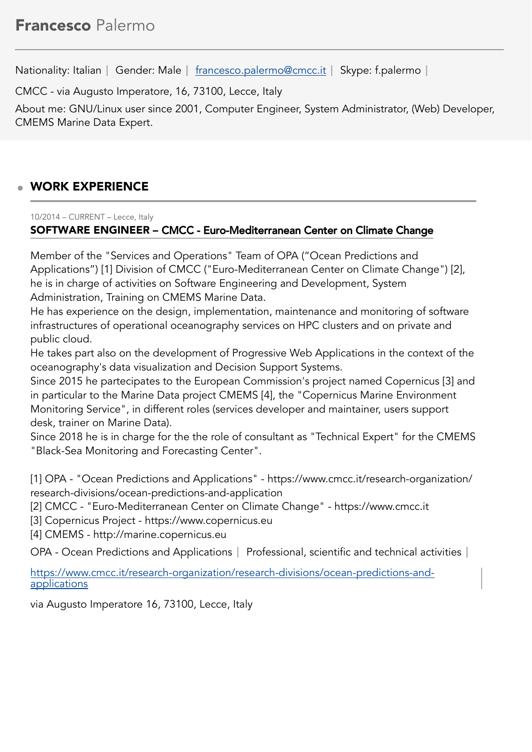# **Francesco** Palermo

Nationality: Italian | Gender: Male | [francesco.palermo@cmcc.it](mailto:francesco.palermo@cmcc.it) | Skype: f.palermo |

CMCC - via Augusto Imperatore, 16, 73100, Lecce, Italy

About me: GNU/Linux user since 2001, Computer Engineer, System Administrator, (Web) Developer, CMEMS Marine Data Expert.

## WORK EXPERIENCE

10/2014 – CURRENT – Lecce, Italy

**SOFTWARE ENGINEER – CMCC - Euro-Mediterranean Center on Climate Change**

Member of the "Services and Operations" Team of OPA ("Ocean Predictions and Applications") [1] Division of CMCC ("Euro-Mediterranean Center on Climate Change") [2], he is in charge of activities on Software Engineering and Development, System Administration, Training on CMEMS Marine Data.
He has experience on the design, implementation, maintenance and monitoring of software infrastructures of operational oceanography services on HPC clusters and on private and public cloud.
He takes part also on the development of Progressive Web Applications in the context of the oceanography's data visualization and Decision Support Systems.
Since 2015 he partecipates to the European Commission's project named Copernicus [3] and in particular to the Marine Data project CMEMS [4], the "Copernicus Marine Environment Monitoring Service", in different roles (services developer and maintainer, users support desk, trainer on Marine Data).
Since 2018 he is in charge for the the role of consultant as "Technical Expert" for the CMEMS "Black-Sea Monitoring and Forecasting Center".

[1] OPA - "Ocean Predictions and Applications" - https://www.cmcc.it/research-organization/research-divisions/ocean-predictions-and-application
[2] CMCC - "Euro-Mediterranean Center on Climate Change" - https://www.cmcc.it
[3] Copernicus Project - https://www.copernicus.eu
[4] CMEMS - http://marine.copernicus.eu

OPA - Ocean Predictions and Applications | Professional, scientific and technical activities |

[https://www.cmcc.it/research-organization/research-divisions/ocean-predictions-and-applications](https://www.cmcc.it/research-organization/research-divisions/ocean-predictions-and-applications)

via Augusto Imperatore 16, 73100, Lecce, Italy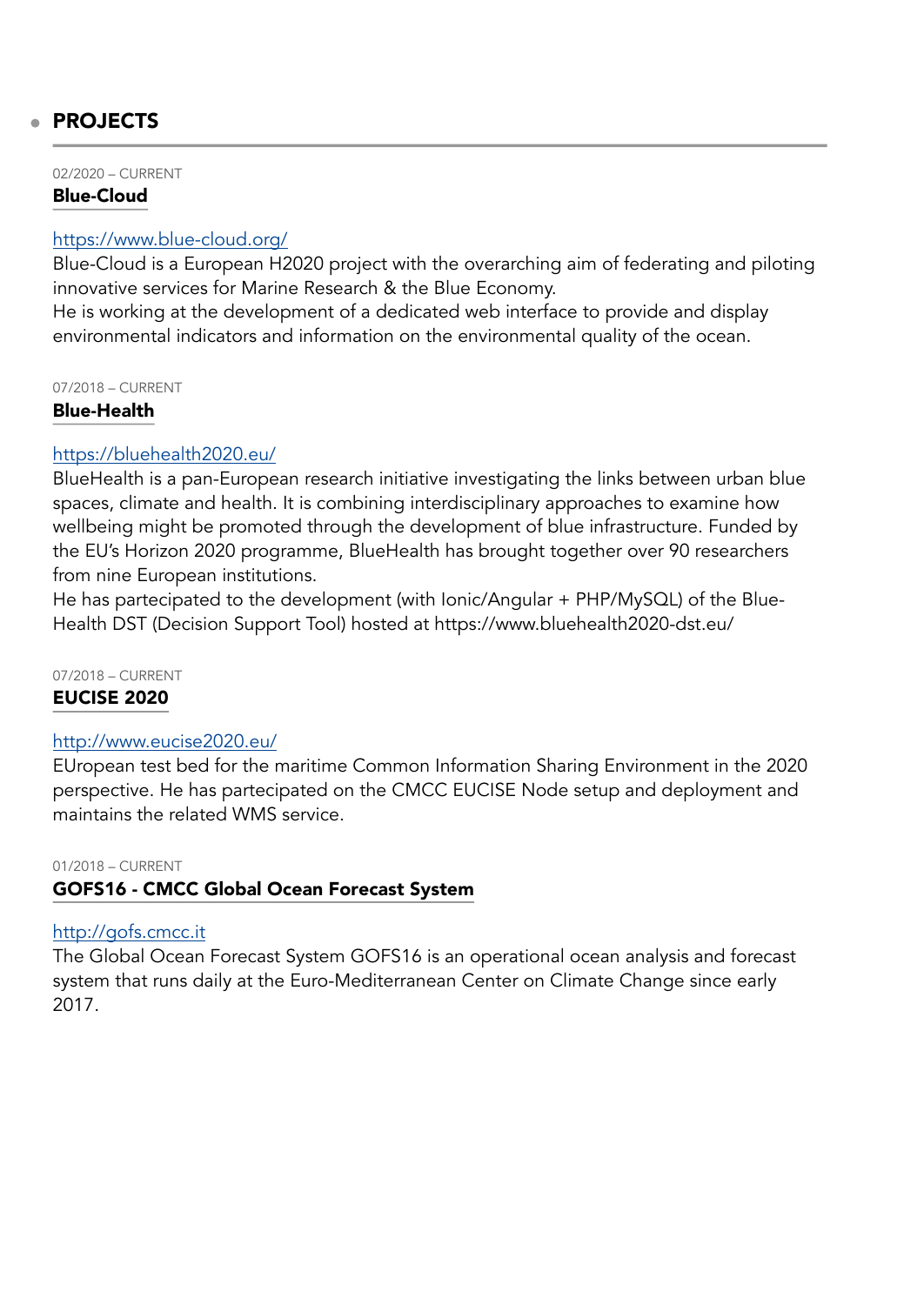## PROJECTS

02/2020 – CURRENT

### Blue-Cloud

[https://www.blue-cloud.org/](https://www.blue-cloud.org/)

Blue-Cloud is a European H2020 project with the overarching aim of federating and piloting innovative services for Marine Research & the Blue Economy.
He is working at the development of a dedicated web interface to provide and display environmental indicators and information on the environmental quality of the ocean.

07/2018 – CURRENT

### Blue-Health

[https://bluehealth2020.eu/](https://bluehealth2020.eu/)

BlueHealth is a pan-European research initiative investigating the links between urban blue spaces, climate and health. It is combining interdisciplinary approaches to examine how wellbeing might be promoted through the development of blue infrastructure. Funded by the EU's Horizon 2020 programme, BlueHealth has brought together over 90 researchers from nine European institutions.
He has partecipated to the development (with Ionic/Angular + PHP/MySQL) of the Blue-Health DST (Decision Support Tool) hosted at https://www.bluehealth2020-dst.eu/

07/2018 – CURRENT

### EUCISE 2020

[http://www.eucise2020.eu/](http://www.eucise2020.eu/)

EUropean test bed for the maritime Common Information Sharing Environment in the 2020 perspective. He has partecipated on the CMCC EUCISE Node setup and deployment and maintains the related WMS service.

01/2018 – CURRENT

### GOFS16 - CMCC Global Ocean Forecast System

[http://gofs.cmcc.it](http://gofs.cmcc.it)

The Global Ocean Forecast System GOFS16 is an operational ocean analysis and forecast system that runs daily at the Euro-Mediterranean Center on Climate Change since early 2017.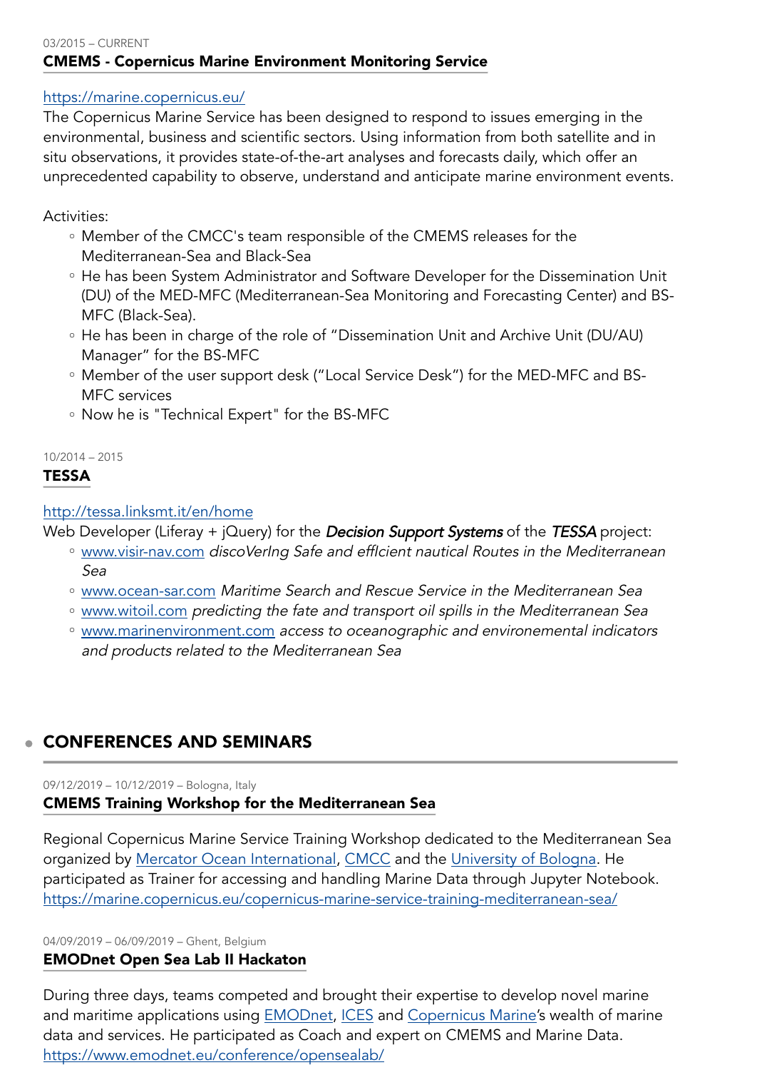03/2015 – CURRENT

### CMEMS - Copernicus Marine Environment Monitoring Service

https://marine.copernicus.eu/
The Copernicus Marine Service has been designed to respond to issues emerging in the environmental, business and scientific sectors. Using information from both satellite and in situ observations, it provides state-of-the-art analyses and forecasts daily, which offer an unprecedented capability to observe, understand and anticipate marine environment events.

Activities:

- Member of the CMCC's team responsible of the CMEMS releases for the Mediterranean-Sea and Black-Sea
- He has been System Administrator and Software Developer for the Dissemination Unit (DU) of the MED-MFC (Mediterranean-Sea Monitoring and Forecasting Center) and BS-MFC (Black-Sea).
- He has been in charge of the role of "Dissemination Unit and Archive Unit (DU/AU) Manager" for the BS-MFC
- Member of the user support desk ("Local Service Desk") for the MED-MFC and BS-MFC services
- Now he is "Technical Expert" for the BS-MFC

10/2014 – 2015

### TESSA

http://tessa.linksmt.it/en/home
Web Developer (Liferay + jQuery) for the ***Decision Support Systems*** of the ***TESSA*** project:

- www.visir-nav.com *discoVerIng Safe and effIcient nautical Routes in the Mediterranean Sea*
- www.ocean-sar.com *Maritime Search and Rescue Service in the Mediterranean Sea*
- www.witoil.com *predicting the fate and transport oil spills in the Mediterranean Sea*
- www.marinenvironment.com *access to oceanographic and environemental indicators and products related to the Mediterranean Sea*

## CONFERENCES AND SEMINARS

09/12/2019 – 10/12/2019 – Bologna, Italy

### CMEMS Training Workshop for the Mediterranean Sea

Regional Copernicus Marine Service Training Workshop dedicated to the Mediterranean Sea organized by Mercator Ocean International, CMCC and the University of Bologna. He participated as Trainer for accessing and handling Marine Data through Jupyter Notebook.
https://marine.copernicus.eu/copernicus-marine-service-training-mediterranean-sea/

04/09/2019 – 06/09/2019 – Ghent, Belgium

### EMODnet Open Sea Lab II Hackaton

During three days, teams competed and brought their expertise to develop novel marine and maritime applications using EMODnet, ICES and Copernicus Marine's wealth of marine data and services. He participated as Coach and expert on CMEMS and Marine Data.
https://www.emodnet.eu/conference/opensealab/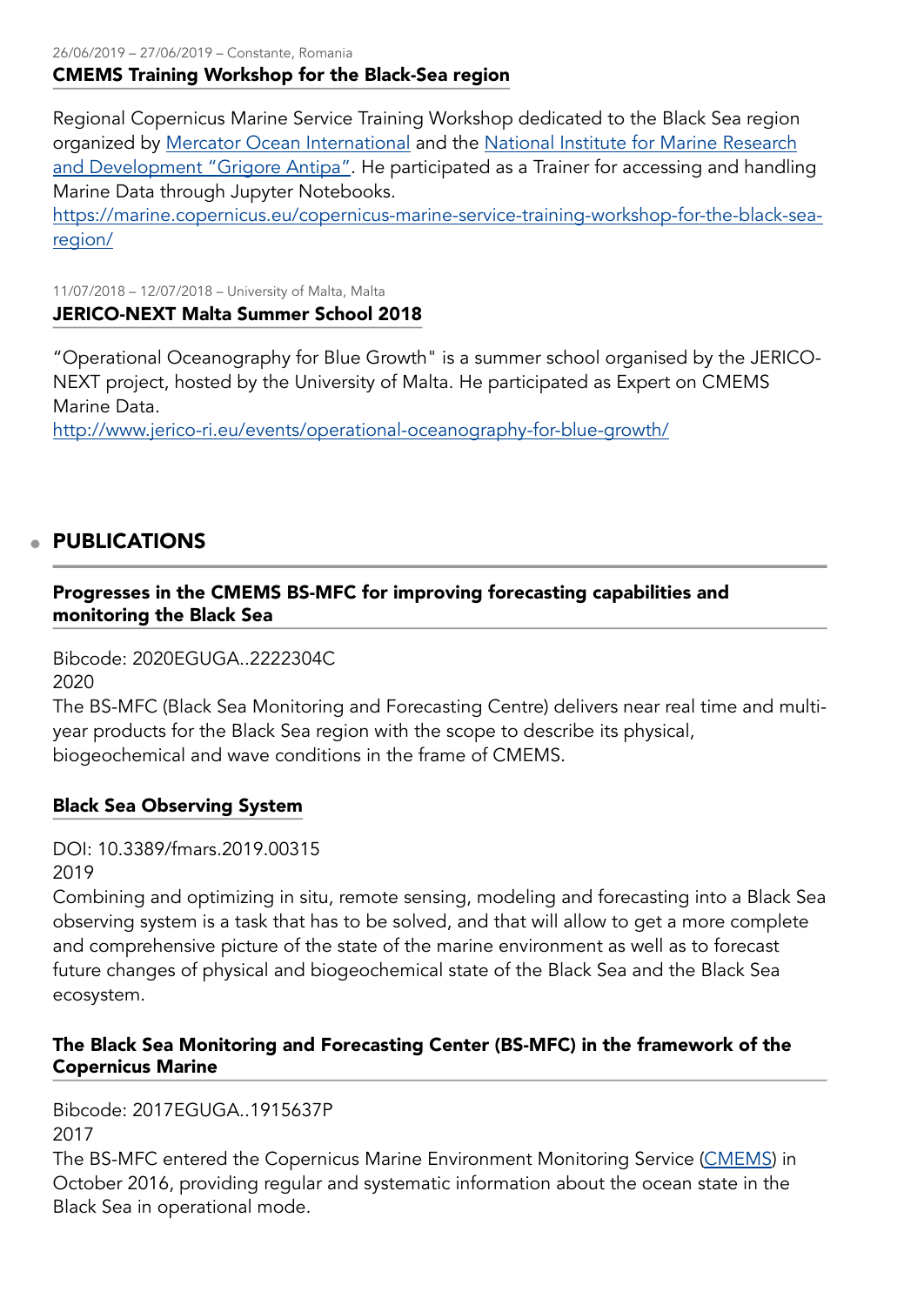26/06/2019 – 27/06/2019 – Constante, Romania

### CMEMS Training Workshop for the Black-Sea region

Regional Copernicus Marine Service Training Workshop dedicated to the Black Sea region organized by Mercator Ocean International and the National Institute for Marine Research and Development "Grigore Antipa". He participated as a Trainer for accessing and handling Marine Data through Jupyter Notebooks.
https://marine.copernicus.eu/copernicus-marine-service-training-workshop-for-the-black-sea-region/

11/07/2018 – 12/07/2018 – University of Malta, Malta

### JERICO-NEXT Malta Summer School 2018

"Operational Oceanography for Blue Growth" is a summer school organised by the JERICO-NEXT project, hosted by the University of Malta. He participated as Expert on CMEMS Marine Data.
http://www.jerico-ri.eu/events/operational-oceanography-for-blue-growth/

## PUBLICATIONS

### Progresses in the CMEMS BS-MFC for improving forecasting capabilities and monitoring the Black Sea

Bibcode: 2020EGUGA..2222304C
2020
The BS-MFC (Black Sea Monitoring and Forecasting Centre) delivers near real time and multi-year products for the Black Sea region with the scope to describe its physical, biogeochemical and wave conditions in the frame of CMEMS.

### Black Sea Observing System

DOI: 10.3389/fmars.2019.00315
2019
Combining and optimizing in situ, remote sensing, modeling and forecasting into a Black Sea observing system is a task that has to be solved, and that will allow to get a more complete and comprehensive picture of the state of the marine environment as well as to forecast future changes of physical and biogeochemical state of the Black Sea and the Black Sea ecosystem.

### The Black Sea Monitoring and Forecasting Center (BS-MFC) in the framework of the Copernicus Marine

Bibcode: 2017EGUGA..1915637P
2017
The BS-MFC entered the Copernicus Marine Environment Monitoring Service (CMEMS) in October 2016, providing regular and systematic information about the ocean state in the Black Sea in operational mode.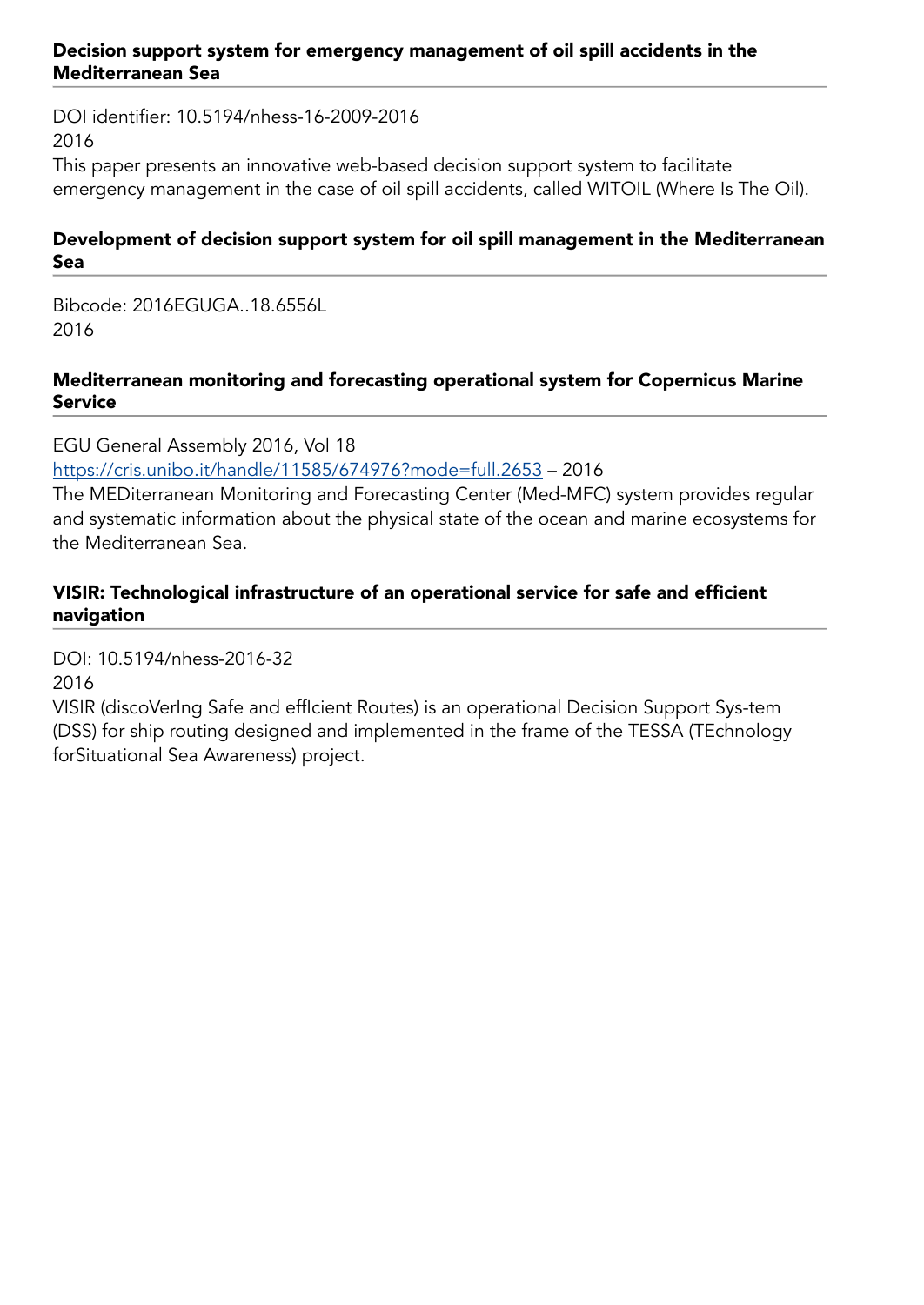### Decision support system for emergency management of oil spill accidents in the Mediterranean Sea

DOI identifier: 10.5194/nhess-16-2009-2016
2016
This paper presents an innovative web-based decision support system to facilitate emergency management in the case of oil spill accidents, called WITOIL (Where Is The Oil).

### Development of decision support system for oil spill management in the Mediterranean Sea

Bibcode: 2016EGUGA..18.6556L
2016

### Mediterranean monitoring and forecasting operational system for Copernicus Marine Service

EGU General Assembly 2016, Vol 18
[https://cris.unibo.it/handle/11585/674976?mode=full.2653](https://cris.unibo.it/handle/11585/674976?mode=full.2653) – 2016
The MEDiterranean Monitoring and Forecasting Center (Med-MFC) system provides regular and systematic information about the physical state of the ocean and marine ecosystems for the Mediterranean Sea.

### VISIR: Technological infrastructure of an operational service for safe and efficient navigation

DOI: 10.5194/nhess-2016-32
2016
VISIR (discoVerIng Safe and effIcient Routes) is an operational Decision Support Sys-tem (DSS) for ship routing designed and implemented in the frame of the TESSA (TEchnology forSituational Sea Awareness) project.